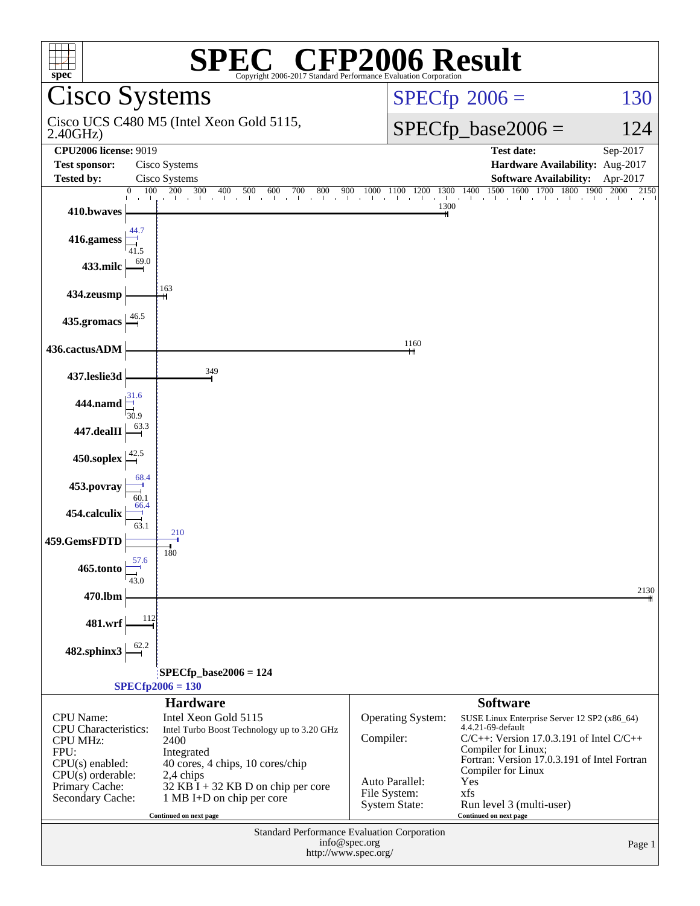# SPEC CFP2006 Result

Copyright 2006-2017 Standard Performance Evaluation Corporation

## Cisco Systems

Cisco UCS C480 M5 (Intel Xeon Gold 5115, 2.40GHz)

SPECfp 2006 = 130

SPECfp_base2006 = 124

| | | | |
|---|---|---|---|
| **CPU2006 license:** 9019 | | **Test date:** | Sep-2017 |
| **Test sponsor:** | Cisco Systems | **Hardware Availability:** | Aug-2017 |
| **Tested by:** | Cisco Systems | **Software Availability:** | Apr-2017 |

| Benchmark | Peak | Base |
|---|---|---|
| 410.bwaves | | 1300 |
| 416.gamess | 44.7 | 41.5 |
| 433.milc | | 69.0 |
| 434.zeusmp | | 163 |
| 435.gromacs | | 46.5 |
| 436.cactusADM | | 1160 |
| 437.leslie3d | | 349 |
| 444.namd | 31.6 | 30.9 |
| 447.dealII | | 63.3 |
| 450.soplex | | 42.5 |
| 453.povray | 68.4 | 60.1 |
| 454.calculix | 66.4 | 63.1 |
| 459.GemsFDTD | 210 | 180 |
| 465.tonto | 57.6 | 43.0 |
| 470.lbm | | 2130 |
| 481.wrf | | 112 |
| 482.sphinx3 | | 62.2 |

SPECfp_base2006 = 124

SPECfp2006 = 130

## Hardware

| | |
|---|---|
| CPU Name: | Intel Xeon Gold 5115 |
| CPU Characteristics: | Intel Turbo Boost Technology up to 3.20 GHz |
| CPU MHz: | 2400 |
| FPU: | Integrated |
| CPU(s) enabled: | 40 cores, 4 chips, 10 cores/chip |
| CPU(s) orderable: | 2,4 chips |
| Primary Cache: | 32 KB I + 32 KB D on chip per core |
| Secondary Cache: | 1 MB I+D on chip per core |

Continued on next page

## Software

| | |
|---|---|
| Operating System: | SUSE Linux Enterprise Server 12 SP2 (x86_64) 4.4.21-69-default |
| Compiler: | C/C++: Version 17.0.3.191 of Intel C/C++ Compiler for Linux; Fortran: Version 17.0.3.191 of Intel Fortran Compiler for Linux |
| Auto Parallel: | Yes |
| File System: | xfs |
| System State: | Run level 3 (multi-user) |

Continued on next page

Standard Performance Evaluation Corporation
info@spec.org
http://www.spec.org/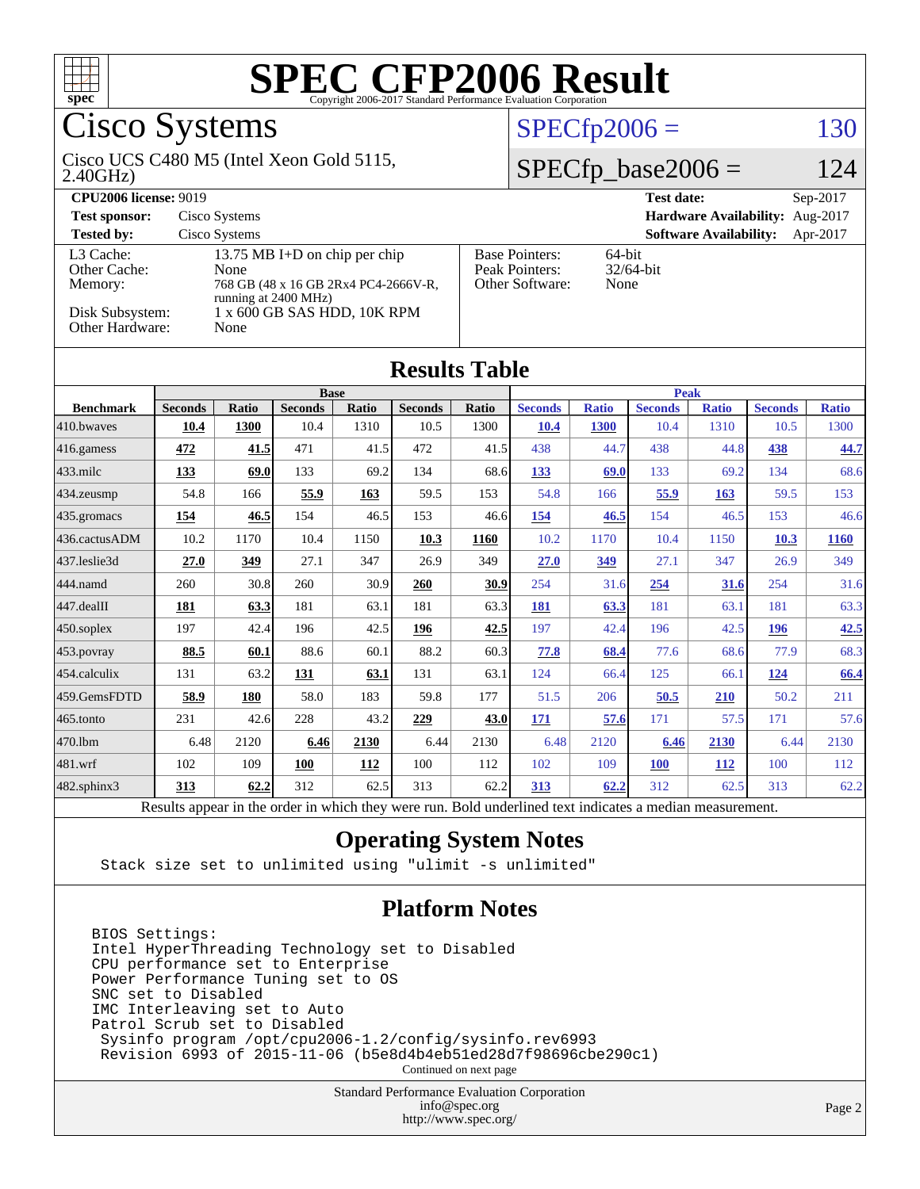# SPEC CFP2006 Result

Copyright 2006-2017 Standard Performance Evaluation Corporation

## Cisco Systems

Cisco UCS C480 M5 (Intel Xeon Gold 5115, 2.40GHz)

SPECfp2006 = 130

SPECfp_base2006 = 124

**CPU2006 license:** 9019 | **Test date:** Sep-2017
**Test sponsor:** Cisco Systems | **Hardware Availability:** Aug-2017
**Tested by:** Cisco Systems | **Software Availability:** Apr-2017

| | |
|---|---|
| L3 Cache: | 13.75 MB I+D on chip per chip |
| Other Cache: | None |
| Memory: | 768 GB (48 x 16 GB 2Rx4 PC4-2666V-R, running at 2400 MHz) |
| Disk Subsystem: | 1 x 600 GB SAS HDD, 10K RPM |
| Other Hardware: | None |

| | |
|---|---|
| Base Pointers: | 64-bit |
| Peak Pointers: | 32/64-bit |
| Other Software: | None |

## Results Table

| | Base | | | | | | Peak | | | | | |
|---|---|---|---|---|---|---|---|---|---|---|---|---|
| **Benchmark** | **Seconds** | **Ratio** | **Seconds** | **Ratio** | **Seconds** | **Ratio** | **Seconds** | **Ratio** | **Seconds** | **Ratio** | **Seconds** | **Ratio** |
| 410.bwaves | **10.4** | **1300** | 10.4 | 1310 | 10.5 | 1300 | **10.4** | **1300** | 10.4 | 1310 | 10.5 | 1300 |
| 416.gamess | **472** | **41.5** | 471 | 41.5 | 472 | 41.5 | 438 | 44.7 | 438 | 44.8 | **438** | **44.7** |
| 433.milc | **133** | **69.0** | 133 | 69.2 | 134 | 68.6 | **133** | **69.0** | 133 | 69.2 | 134 | 68.6 |
| 434.zeusmp | 54.8 | 166 | **55.9** | **163** | 59.5 | 153 | 54.8 | 166 | **55.9** | **163** | 59.5 | 153 |
| 435.gromacs | **154** | **46.5** | 154 | 46.5 | 153 | 46.6 | **154** | **46.5** | 154 | 46.5 | 153 | 46.6 |
| 436.cactusADM | 10.2 | 1170 | 10.4 | 1150 | **10.3** | **1160** | 10.2 | 1170 | 10.4 | 1150 | **10.3** | **1160** |
| 437.leslie3d | **27.0** | **349** | 27.1 | 347 | 26.9 | 349 | **27.0** | **349** | 27.1 | 347 | 26.9 | 349 |
| 444.namd | 260 | 30.8 | 260 | 30.9 | **260** | **30.9** | 254 | 31.6 | **254** | **31.6** | 254 | 31.6 |
| 447.dealII | **181** | **63.3** | 181 | 63.1 | 181 | 63.3 | **181** | **63.3** | 181 | 63.1 | 181 | 63.3 |
| 450.soplex | 197 | 42.4 | 196 | 42.5 | **196** | **42.5** | 197 | 42.4 | 196 | 42.5 | **196** | **42.5** |
| 453.povray | **88.5** | **60.1** | 88.6 | 60.1 | 88.2 | 60.3 | **77.8** | **68.4** | 77.6 | 68.6 | 77.9 | 68.3 |
| 454.calculix | 131 | 63.2 | **131** | **63.1** | 131 | 63.1 | 124 | 66.4 | 125 | 66.1 | **124** | **66.4** |
| 459.GemsFDTD | **58.9** | **180** | 58.0 | 183 | 59.8 | 177 | 51.5 | 206 | **50.5** | **210** | 50.2 | 211 |
| 465.tonto | 231 | 42.6 | 228 | 43.2 | **229** | **43.0** | **171** | **57.6** | 171 | 57.5 | 171 | 57.6 |
| 470.lbm | 6.48 | 2120 | **6.46** | **2130** | 6.44 | 2130 | 6.48 | 2120 | **6.46** | **2130** | 6.44 | 2130 |
| 481.wrf | 102 | 109 | **100** | **112** | 100 | 112 | 102 | 109 | **100** | **112** | 100 | 112 |
| 482.sphinx3 | **313** | **62.2** | 312 | 62.5 | 313 | 62.2 | **313** | **62.2** | 312 | 62.5 | 313 | 62.2 |

Results appear in the order in which they were run. Bold underlined text indicates a median measurement.

## Operating System Notes

```
Stack size set to unlimited using "ulimit -s unlimited"
```

## Platform Notes

```
BIOS Settings:
Intel HyperThreading Technology set to Disabled
CPU performance set to Enterprise
Power Performance Tuning set to OS
SNC set to Disabled
IMC Interleaving set to Auto
Patrol Scrub set to Disabled
 Sysinfo program /opt/cpu2006-1.2/config/sysinfo.rev6993
 Revision 6993 of 2015-11-06 (b5e8d4b4eb51ed28d7f98696cbe290c1)
```

Continued on next page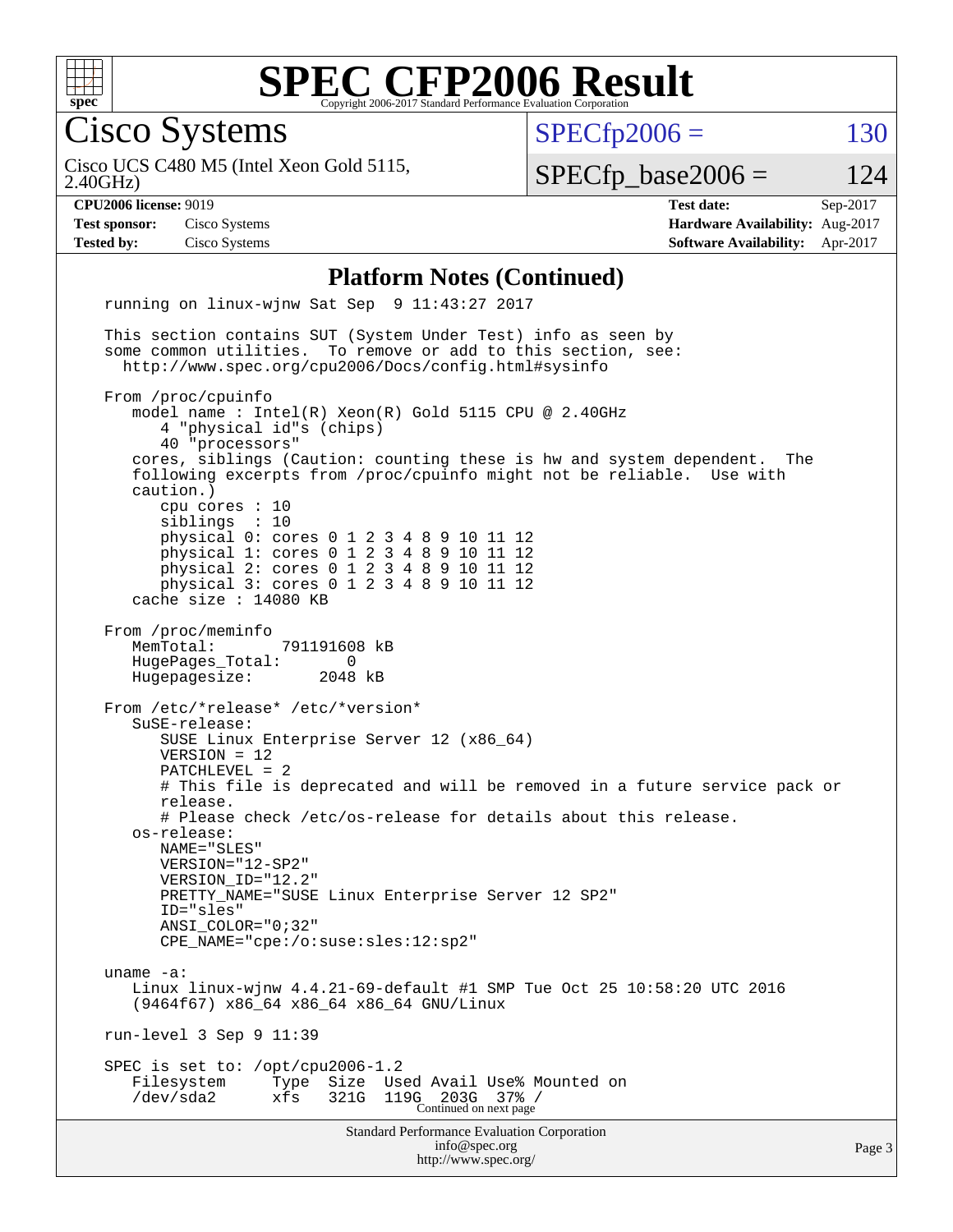# SPEC CFP2006 Result

Copyright 2006-2017 Standard Performance Evaluation Corporation

## Cisco Systems

Cisco UCS C480 M5 (Intel Xeon Gold 5115, 2.40GHz)

SPECfp2006 = 130

SPECfp_base2006 = 124

**CPU2006 license:** 9019
**Test sponsor:** Cisco Systems
**Tested by:** Cisco Systems

**Test date:** Sep-2017
**Hardware Availability:** Aug-2017
**Software Availability:** Apr-2017

### Platform Notes (Continued)

```
running on linux-wjnw Sat Sep  9 11:43:27 2017

This section contains SUT (System Under Test) info as seen by
some common utilities.  To remove or add to this section, see:
  http://www.spec.org/cpu2006/Docs/config.html#sysinfo

From /proc/cpuinfo
   model name : Intel(R) Xeon(R) Gold 5115 CPU @ 2.40GHz
      4 "physical id"s (chips)
      40 "processors"
   cores, siblings (Caution: counting these is hw and system dependent.  The
   following excerpts from /proc/cpuinfo might not be reliable.  Use with
   caution.)
      cpu cores : 10
      siblings  : 10
      physical 0: cores 0 1 2 3 4 8 9 10 11 12
      physical 1: cores 0 1 2 3 4 8 9 10 11 12
      physical 2: cores 0 1 2 3 4 8 9 10 11 12
      physical 3: cores 0 1 2 3 4 8 9 10 11 12
   cache size : 14080 KB

From /proc/meminfo
   MemTotal:       791191608 kB
   HugePages_Total:       0
   Hugepagesize:       2048 kB

From /etc/*release* /etc/*version*
   SuSE-release:
      SUSE Linux Enterprise Server 12 (x86_64)
      VERSION = 12
      PATCHLEVEL = 2
      # This file is deprecated and will be removed in a future service pack or
      release.
      # Please check /etc/os-release for details about this release.
   os-release:
      NAME="SLES"
      VERSION="12-SP2"
      VERSION_ID="12.2"
      PRETTY_NAME="SUSE Linux Enterprise Server 12 SP2"
      ID="sles"
      ANSI_COLOR="0;32"
      CPE_NAME="cpe:/o:suse:sles:12:sp2"

uname -a:
   Linux linux-wjnw 4.4.21-69-default #1 SMP Tue Oct 25 10:58:20 UTC 2016
   (9464f67) x86_64 x86_64 x86_64 GNU/Linux

run-level 3 Sep 9 11:39

SPEC is set to: /opt/cpu2006-1.2
   Filesystem     Type  Size  Used Avail Use% Mounted on
   /dev/sda2      xfs   321G  119G  203G  37% /
```

Continued on next page

Standard Performance Evaluation Corporation
info@spec.org
http://www.spec.org/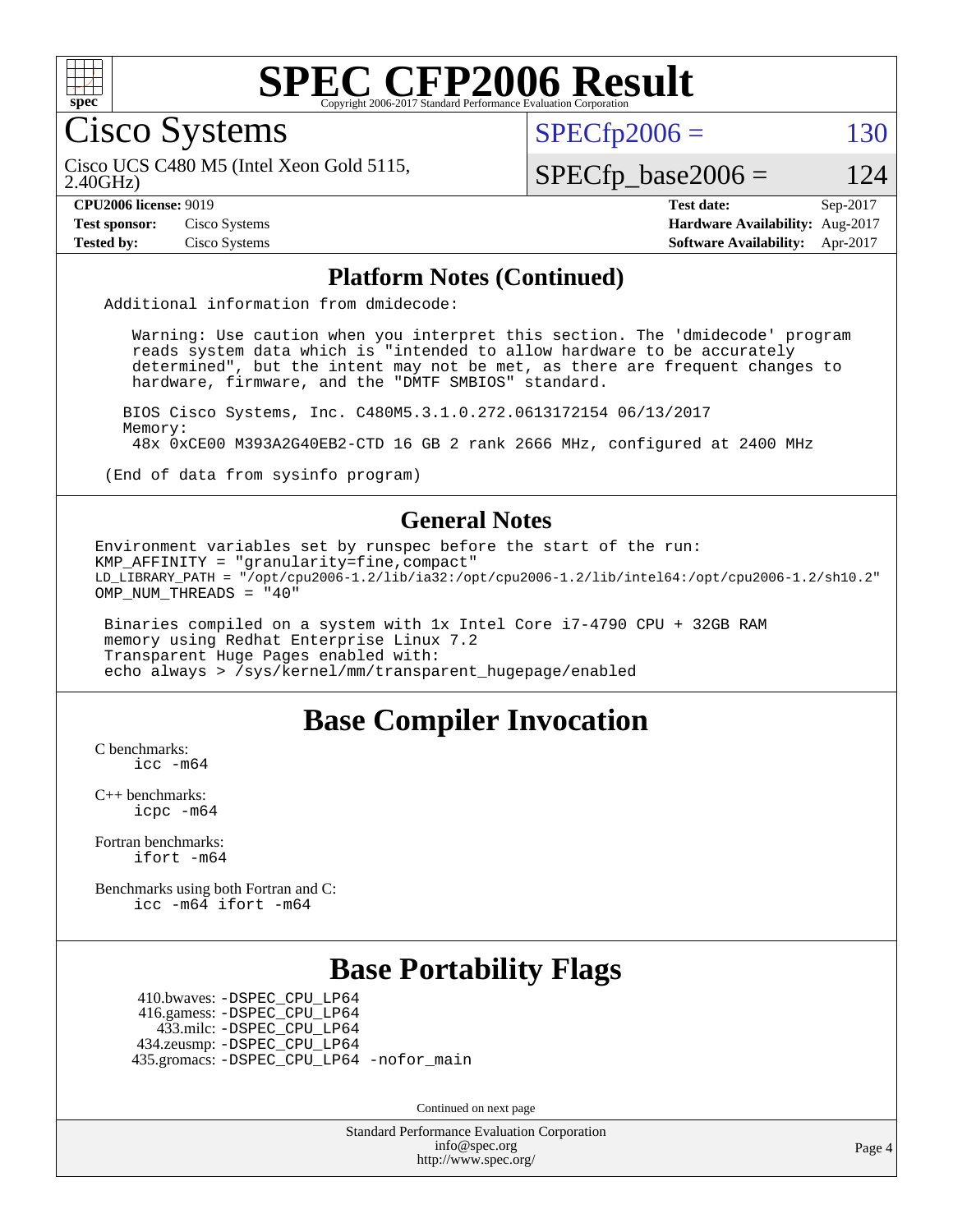# SPEC CFP2006 Result

Copyright 2006-2017 Standard Performance Evaluation Corporation

## Cisco Systems

Cisco UCS C480 M5 (Intel Xeon Gold 5115, 2.40GHz)

SPECfp2006 = 130

SPECfp_base2006 = 124

| | | | |
|---|---|---|---|
| **CPU2006 license:** 9019 | | **Test date:** | Sep-2017 |
| **Test sponsor:** | Cisco Systems | **Hardware Availability:** | Aug-2017 |
| **Tested by:** | Cisco Systems | **Software Availability:** | Apr-2017 |

### Platform Notes (Continued)

```
Additional information from dmidecode:

   Warning: Use caution when you interpret this section. The 'dmidecode' program
   reads system data which is "intended to allow hardware to be accurately
   determined", but the intent may not be met, as there are frequent changes to
   hardware, firmware, and the "DMTF SMBIOS" standard.

  BIOS Cisco Systems, Inc. C480M5.3.1.0.272.0613172154 06/13/2017
  Memory:
   48x 0xCE00 M393A2G40EB2-CTD 16 GB 2 rank 2666 MHz, configured at 2400 MHz

(End of data from sysinfo program)
```

### General Notes

```
Environment variables set by runspec before the start of the run:
KMP_AFFINITY = "granularity=fine,compact"
LD_LIBRARY_PATH = "/opt/cpu2006-1.2/lib/ia32:/opt/cpu2006-1.2/lib/intel64:/opt/cpu2006-1.2/sh10.2"
OMP_NUM_THREADS = "40"

 Binaries compiled on a system with 1x Intel Core i7-4790 CPU + 32GB RAM
 memory using Redhat Enterprise Linux 7.2
 Transparent Huge Pages enabled with:
 echo always > /sys/kernel/mm/transparent_hugepage/enabled
```

## Base Compiler Invocation

C benchmarks:
    icc -m64

C++ benchmarks:
    icpc -m64

Fortran benchmarks:
    ifort -m64

Benchmarks using both Fortran and C:
    icc -m64 ifort -m64

## Base Portability Flags

410.bwaves: -DSPEC_CPU_LP64
416.gamess: -DSPEC_CPU_LP64
433.milc: -DSPEC_CPU_LP64
434.zeusmp: -DSPEC_CPU_LP64
435.gromacs: -DSPEC_CPU_LP64 -nofor_main

Continued on next page

Standard Performance Evaluation Corporation
info@spec.org
http://www.spec.org/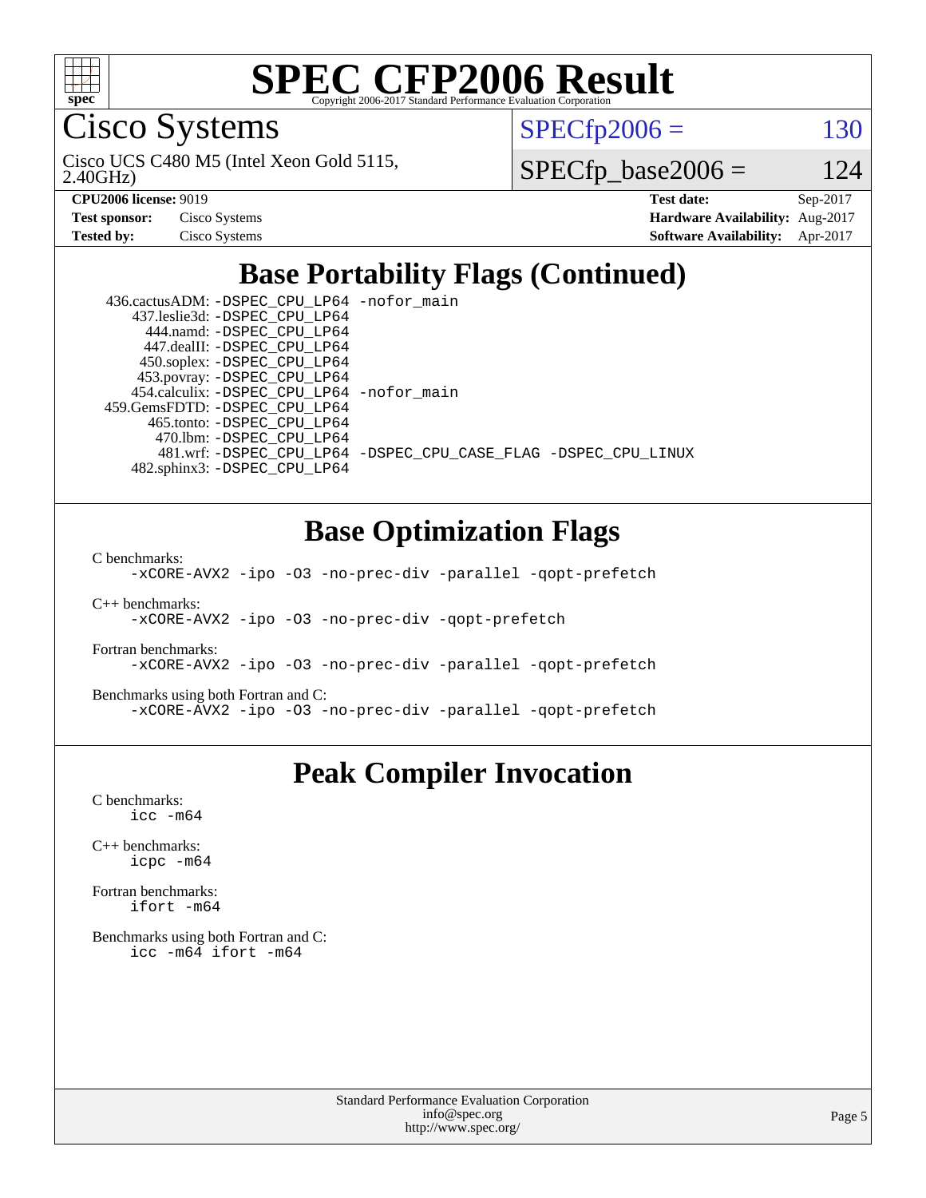# SPEC CFP2006 Result

Copyright 2006-2017 Standard Performance Evaluation Corporation

## Cisco Systems

Cisco UCS C480 M5 (Intel Xeon Gold 5115, 2.40GHz)

SPECfp2006 = 130

SPECfp_base2006 = 124

| | | | |
|---|---|---|---|
| **CPU2006 license:** 9019 | | **Test date:** | Sep-2017 |
| **Test sponsor:** | Cisco Systems | **Hardware Availability:** | Aug-2017 |
| **Tested by:** | Cisco Systems | **Software Availability:** | Apr-2017 |

## Base Portability Flags (Continued)

436.cactusADM: -DSPEC_CPU_LP64 -nofor_main
437.leslie3d: -DSPEC_CPU_LP64
444.namd: -DSPEC_CPU_LP64
447.dealII: -DSPEC_CPU_LP64
450.soplex: -DSPEC_CPU_LP64
453.povray: -DSPEC_CPU_LP64
454.calculix: -DSPEC_CPU_LP64 -nofor_main
459.GemsFDTD: -DSPEC_CPU_LP64
465.tonto: -DSPEC_CPU_LP64
470.lbm: -DSPEC_CPU_LP64
481.wrf: -DSPEC_CPU_LP64 -DSPEC_CPU_CASE_FLAG -DSPEC_CPU_LINUX
482.sphinx3: -DSPEC_CPU_LP64

## Base Optimization Flags

C benchmarks:
-xCORE-AVX2 -ipo -O3 -no-prec-div -parallel -qopt-prefetch

C++ benchmarks:
-xCORE-AVX2 -ipo -O3 -no-prec-div -qopt-prefetch

Fortran benchmarks:
-xCORE-AVX2 -ipo -O3 -no-prec-div -parallel -qopt-prefetch

Benchmarks using both Fortran and C:
-xCORE-AVX2 -ipo -O3 -no-prec-div -parallel -qopt-prefetch

## Peak Compiler Invocation

C benchmarks:
icc -m64

C++ benchmarks:
icpc -m64

Fortran benchmarks:
ifort -m64

Benchmarks using both Fortran and C:
icc -m64 ifort -m64

Standard Performance Evaluation Corporation
info@spec.org
http://www.spec.org/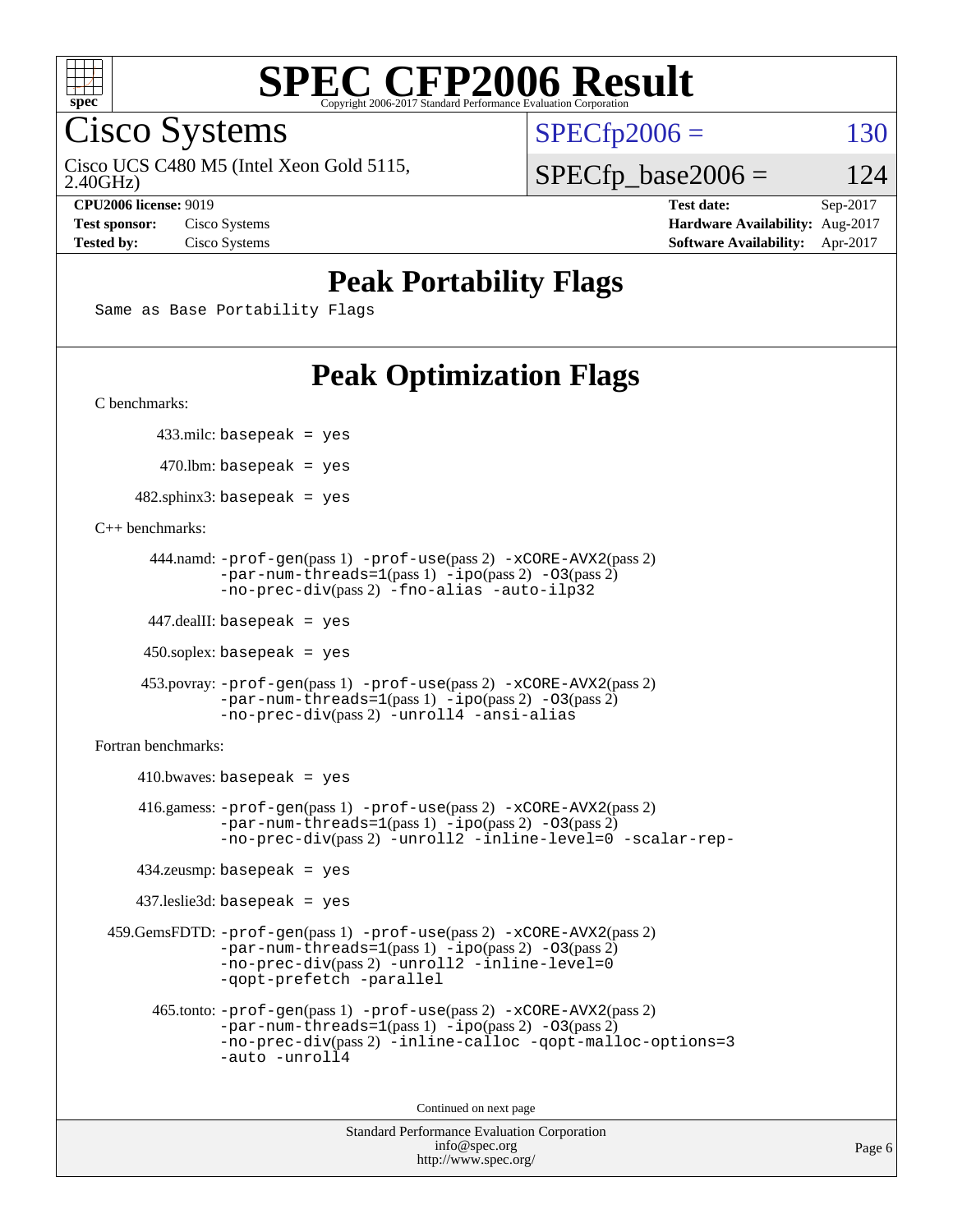# SPEC CFP2006 Result

Copyright 2006-2017 Standard Performance Evaluation Corporation

## Cisco Systems

Cisco UCS C480 M5 (Intel Xeon Gold 5115, 2.40GHz)

SPECfp2006 = 130

SPECfp_base2006 = 124

| | | | |
|---|---|---|---|
| **CPU2006 license:** 9019 | | **Test date:** | Sep-2017 |
| **Test sponsor:** | Cisco Systems | **Hardware Availability:** | Aug-2017 |
| **Tested by:** | Cisco Systems | **Software Availability:** | Apr-2017 |

## Peak Portability Flags

Same as Base Portability Flags

## Peak Optimization Flags

C benchmarks:

433.milc: basepeak = yes

470.lbm: basepeak = yes

482.sphinx3: basepeak = yes

C++ benchmarks:

444.namd: -prof-gen(pass 1) -prof-use(pass 2) -xCORE-AVX2(pass 2) -par-num-threads=1(pass 1) -ipo(pass 2) -O3(pass 2) -no-prec-div(pass 2) -fno-alias -auto-ilp32

447.dealII: basepeak = yes

450.soplex: basepeak = yes

453.povray: -prof-gen(pass 1) -prof-use(pass 2) -xCORE-AVX2(pass 2) -par-num-threads=1(pass 1) -ipo(pass 2) -O3(pass 2) -no-prec-div(pass 2) -unroll4 -ansi-alias

Fortran benchmarks:

410.bwaves: basepeak = yes

416.gamess: -prof-gen(pass 1) -prof-use(pass 2) -xCORE-AVX2(pass 2) -par-num-threads=1(pass 1) -ipo(pass 2) -O3(pass 2) -no-prec-div(pass 2) -unroll2 -inline-level=0 -scalar-rep-

434.zeusmp: basepeak = yes

437.leslie3d: basepeak = yes

459.GemsFDTD: -prof-gen(pass 1) -prof-use(pass 2) -xCORE-AVX2(pass 2) -par-num-threads=1(pass 1) -ipo(pass 2) -O3(pass 2) -no-prec-div(pass 2) -unroll2 -inline-level=0 -qopt-prefetch -parallel

465.tonto: -prof-gen(pass 1) -prof-use(pass 2) -xCORE-AVX2(pass 2) -par-num-threads=1(pass 1) -ipo(pass 2) -O3(pass 2) -no-prec-div(pass 2) -inline-calloc -qopt-malloc-options=3 -auto -unroll4

Continued on next page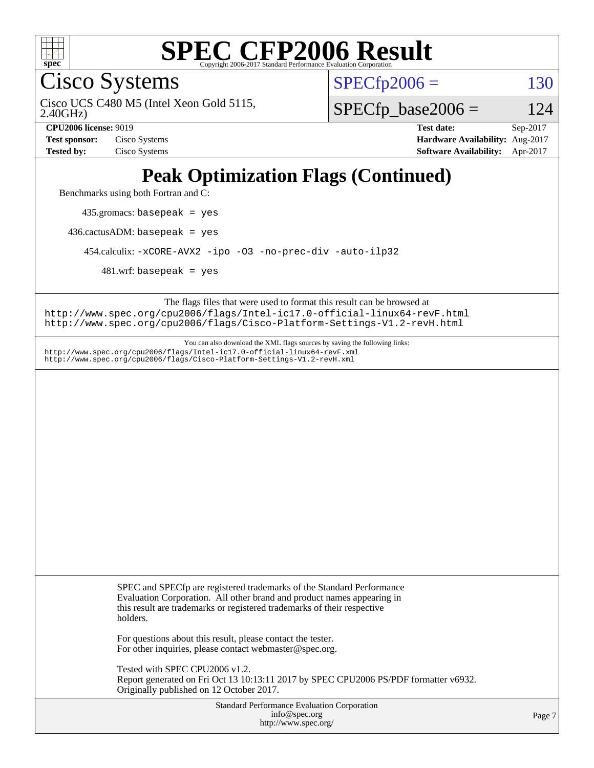# SPEC CFP2006 Result

Copyright 2006-2017 Standard Performance Evaluation Corporation

## Cisco Systems

Cisco UCS C480 M5 (Intel Xeon Gold 5115, 2.40GHz)

SPECfp2006 = 130

SPECfp_base2006 = 124

| | | | |
|---|---|---|---|
| **CPU2006 license:** 9019 | | **Test date:** | Sep-2017 |
| **Test sponsor:** | Cisco Systems | **Hardware Availability:** | Aug-2017 |
| **Tested by:** | Cisco Systems | **Software Availability:** | Apr-2017 |

## Peak Optimization Flags (Continued)

Benchmarks using both Fortran and C:

435.gromacs: basepeak = yes

436.cactusADM: basepeak = yes

454.calculix: -xCORE-AVX2 -ipo -O3 -no-prec-div -auto-ilp32

481.wrf: basepeak = yes

The flags files that were used to format this result can be browsed at
http://www.spec.org/cpu2006/flags/Intel-ic17.0-official-linux64-revF.html
http://www.spec.org/cpu2006/flags/Cisco-Platform-Settings-V1.2-revH.html

You can also download the XML flags sources by saving the following links:
http://www.spec.org/cpu2006/flags/Intel-ic17.0-official-linux64-revF.xml
http://www.spec.org/cpu2006/flags/Cisco-Platform-Settings-V1.2-revH.xml

SPEC and SPECfp are registered trademarks of the Standard Performance Evaluation Corporation. All other brand and product names appearing in this result are trademarks or registered trademarks of their respective holders.

For questions about this result, please contact the tester.
For other inquiries, please contact webmaster@spec.org.

Tested with SPEC CPU2006 v1.2.
Report generated on Fri Oct 13 10:13:11 2017 by SPEC CPU2006 PS/PDF formatter v6932.
Originally published on 12 October 2017.

Standard Performance Evaluation Corporation
info@spec.org
http://www.spec.org/